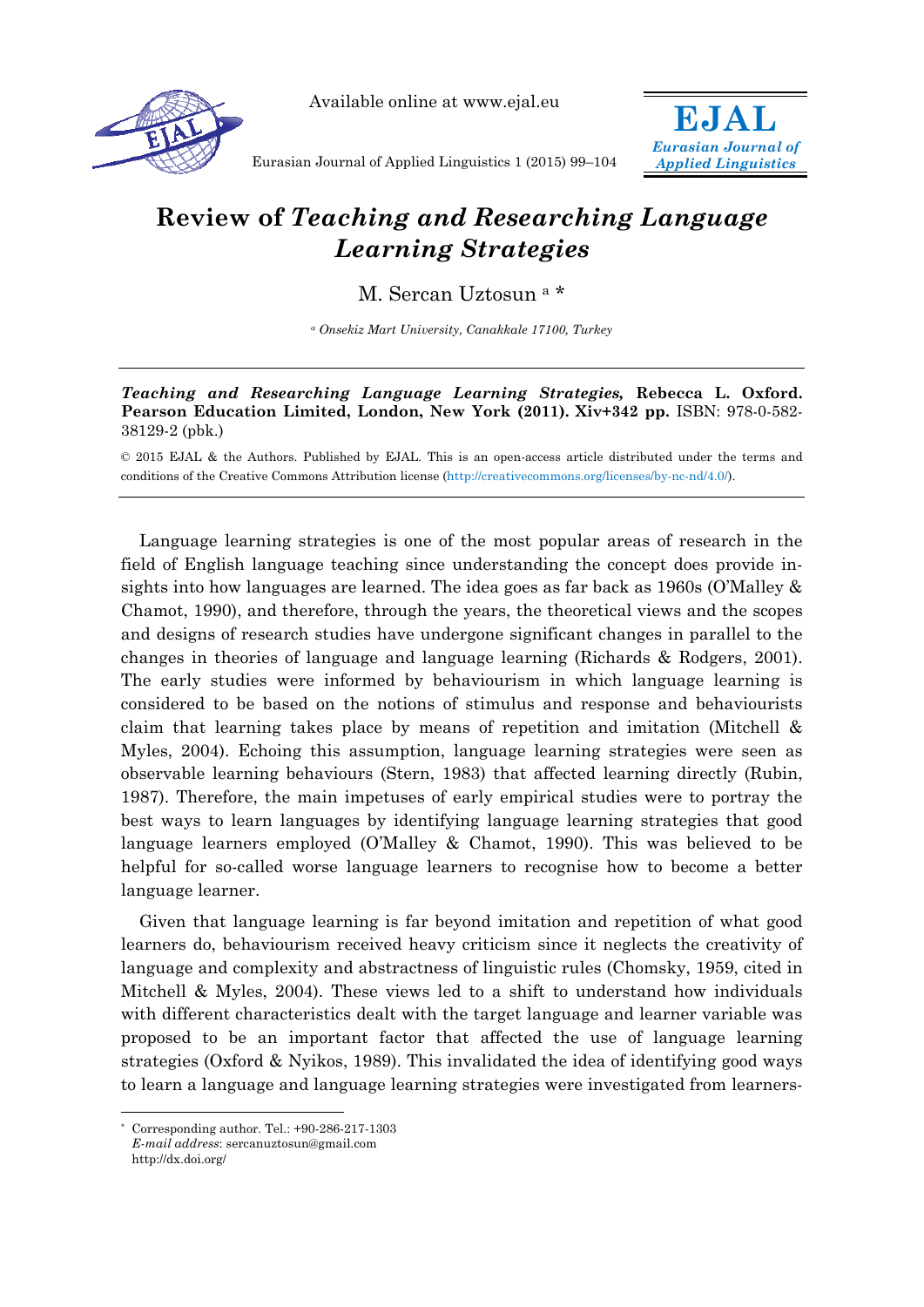# Review of *Teaching and Researching Language Learning Strategies*

M. Sercan Uztosun [a] *

[a] *Onsekiz Mart University, Canakkale 17100, Turkey*

---

***Teaching and Researching Language Learning Strategies,*** **Rebecca L. Oxford. Pearson Education Limited, London, New York (2011). Xiv+342 pp.** ISBN: 978-0-582-38129-2 (pbk.)

© 2015 EJAL & the Authors. Published by EJAL. This is an open-access article distributed under the terms and conditions of the Creative Commons Attribution license (http://creativecommons.org/licenses/by-nc-nd/4.0/).

---

Language learning strategies is one of the most popular areas of research in the field of English language teaching since understanding the concept does provide insights into how languages are learned. The idea goes as far back as 1960s (O'Malley & Chamot, 1990), and therefore, through the years, the theoretical views and the scopes and designs of research studies have undergone significant changes in parallel to the changes in theories of language and language learning (Richards & Rodgers, 2001). The early studies were informed by behaviourism in which language learning is considered to be based on the notions of stimulus and response and behaviourists claim that learning takes place by means of repetition and imitation (Mitchell & Myles, 2004). Echoing this assumption, language learning strategies were seen as observable learning behaviours (Stern, 1983) that affected learning directly (Rubin, 1987). Therefore, the main impetuses of early empirical studies were to portray the best ways to learn languages by identifying language learning strategies that good language learners employed (O'Malley & Chamot, 1990). This was believed to be helpful for so-called worse language learners to recognise how to become a better language learner.

Given that language learning is far beyond imitation and repetition of what good learners do, behaviourism received heavy criticism since it neglects the creativity of language and complexity and abstractness of linguistic rules (Chomsky, 1959, cited in Mitchell & Myles, 2004). These views led to a shift to understand how individuals with different characteristics dealt with the target language and learner variable was proposed to be an important factor that affected the use of language learning strategies (Oxford & Nyikos, 1989). This invalidated the idea of identifying good ways to learn a language and language learning strategies were investigated from learners-

---

* Corresponding author. Tel.: +90-286-217-1303
*E-mail address*: sercanuztosun@gmail.com
http://dx.doi.org/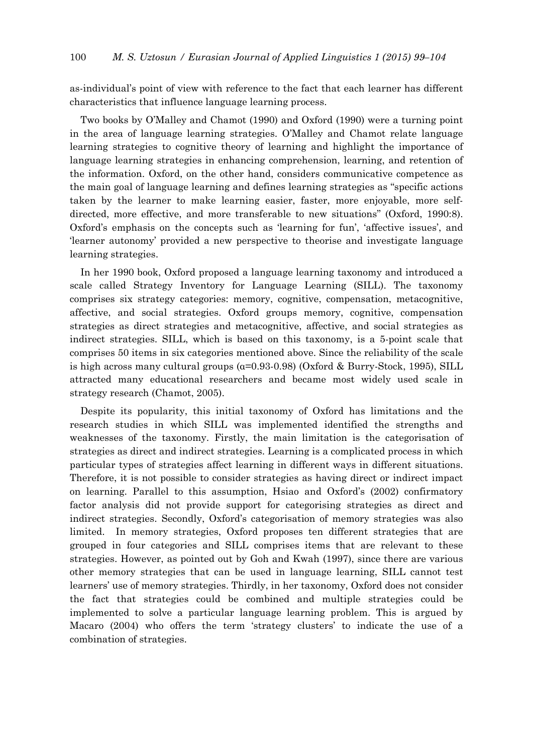as-individual's point of view with reference to the fact that each learner has different characteristics that influence language learning process.

Two books by O'Malley and Chamot (1990) and Oxford (1990) were a turning point in the area of language learning strategies. O'Malley and Chamot relate language learning strategies to cognitive theory of learning and highlight the importance of language learning strategies in enhancing comprehension, learning, and retention of the information. Oxford, on the other hand, considers communicative competence as the main goal of language learning and defines learning strategies as "specific actions taken by the learner to make learning easier, faster, more enjoyable, more self-directed, more effective, and more transferable to new situations" (Oxford, 1990:8). Oxford's emphasis on the concepts such as 'learning for fun', 'affective issues', and 'learner autonomy' provided a new perspective to theorise and investigate language learning strategies.

In her 1990 book, Oxford proposed a language learning taxonomy and introduced a scale called Strategy Inventory for Language Learning (SILL). The taxonomy comprises six strategy categories: memory, cognitive, compensation, metacognitive, affective, and social strategies. Oxford groups memory, cognitive, compensation strategies as direct strategies and metacognitive, affective, and social strategies as indirect strategies. SILL, which is based on this taxonomy, is a 5-point scale that comprises 50 items in six categories mentioned above. Since the reliability of the scale is high across many cultural groups ($\alpha$=0.93-0.98) (Oxford & Burry-Stock, 1995), SILL attracted many educational researchers and became most widely used scale in strategy research (Chamot, 2005).

Despite its popularity, this initial taxonomy of Oxford has limitations and the research studies in which SILL was implemented identified the strengths and weaknesses of the taxonomy. Firstly, the main limitation is the categorisation of strategies as direct and indirect strategies. Learning is a complicated process in which particular types of strategies affect learning in different ways in different situations. Therefore, it is not possible to consider strategies as having direct or indirect impact on learning. Parallel to this assumption, Hsiao and Oxford's (2002) confirmatory factor analysis did not provide support for categorising strategies as direct and indirect strategies. Secondly, Oxford's categorisation of memory strategies was also limited. In memory strategies, Oxford proposes ten different strategies that are grouped in four categories and SILL comprises items that are relevant to these strategies. However, as pointed out by Goh and Kwah (1997), since there are various other memory strategies that can be used in language learning, SILL cannot test learners' use of memory strategies. Thirdly, in her taxonomy, Oxford does not consider the fact that strategies could be combined and multiple strategies could be implemented to solve a particular language learning problem. This is argued by Macaro (2004) who offers the term 'strategy clusters' to indicate the use of a combination of strategies.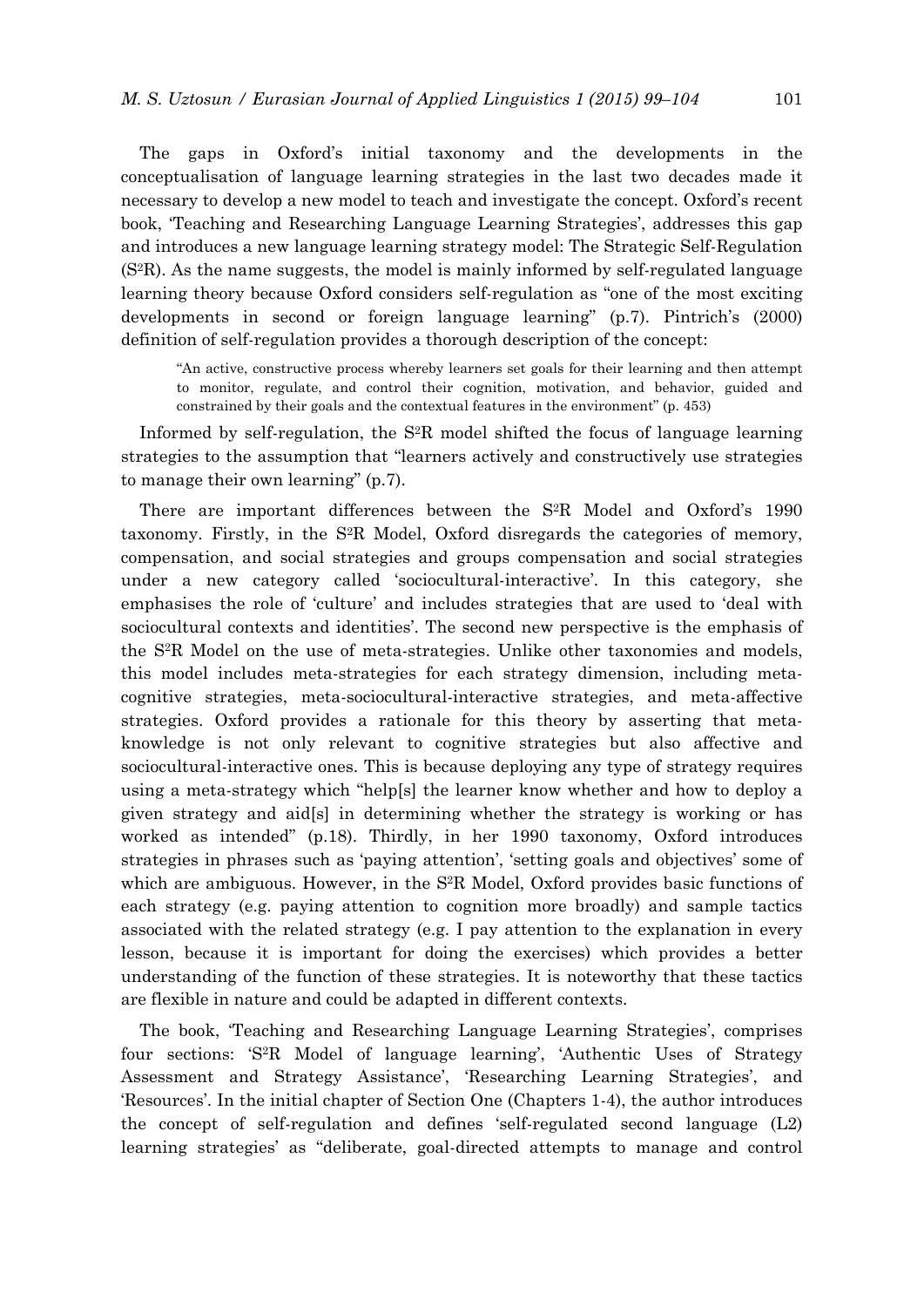The gaps in Oxford's initial taxonomy and the developments in the conceptualisation of language learning strategies in the last two decades made it necessary to develop a new model to teach and investigate the concept. Oxford's recent book, 'Teaching and Researching Language Learning Strategies', addresses this gap and introduces a new language learning strategy model: The Strategic Self-Regulation ($S^2R$). As the name suggests, the model is mainly informed by self-regulated language learning theory because Oxford considers self-regulation as "one of the most exciting developments in second or foreign language learning" (p.7). Pintrich's (2000) definition of self-regulation provides a thorough description of the concept:

> "An active, constructive process whereby learners set goals for their learning and then attempt to monitor, regulate, and control their cognition, motivation, and behavior, guided and constrained by their goals and the contextual features in the environment" (p. 453)

Informed by self-regulation, the $S^2R$ model shifted the focus of language learning strategies to the assumption that "learners actively and constructively use strategies to manage their own learning" (p.7).

There are important differences between the $S^2R$ Model and Oxford's 1990 taxonomy. Firstly, in the $S^2R$ Model, Oxford disregards the categories of memory, compensation, and social strategies and groups compensation and social strategies under a new category called 'sociocultural-interactive'. In this category, she emphasises the role of 'culture' and includes strategies that are used to 'deal with sociocultural contexts and identities'. The second new perspective is the emphasis of the $S^2R$ Model on the use of meta-strategies. Unlike other taxonomies and models, this model includes meta-strategies for each strategy dimension, including meta-cognitive strategies, meta-sociocultural-interactive strategies, and meta-affective strategies. Oxford provides a rationale for this theory by asserting that meta-knowledge is not only relevant to cognitive strategies but also affective and sociocultural-interactive ones. This is because deploying any type of strategy requires using a meta-strategy which "help[s] the learner know whether and how to deploy a given strategy and aid[s] in determining whether the strategy is working or has worked as intended" (p.18). Thirdly, in her 1990 taxonomy, Oxford introduces strategies in phrases such as 'paying attention', 'setting goals and objectives' some of which are ambiguous. However, in the $S^2R$ Model, Oxford provides basic functions of each strategy (e.g. paying attention to cognition more broadly) and sample tactics associated with the related strategy (e.g. I pay attention to the explanation in every lesson, because it is important for doing the exercises) which provides a better understanding of the function of these strategies. It is noteworthy that these tactics are flexible in nature and could be adapted in different contexts.

The book, 'Teaching and Researching Language Learning Strategies', comprises four sections: '$S^2R$ Model of language learning', 'Authentic Uses of Strategy Assessment and Strategy Assistance', 'Researching Learning Strategies', and 'Resources'. In the initial chapter of Section One (Chapters 1-4), the author introduces the concept of self-regulation and defines 'self-regulated second language (L2) learning strategies' as "deliberate, goal-directed attempts to manage and control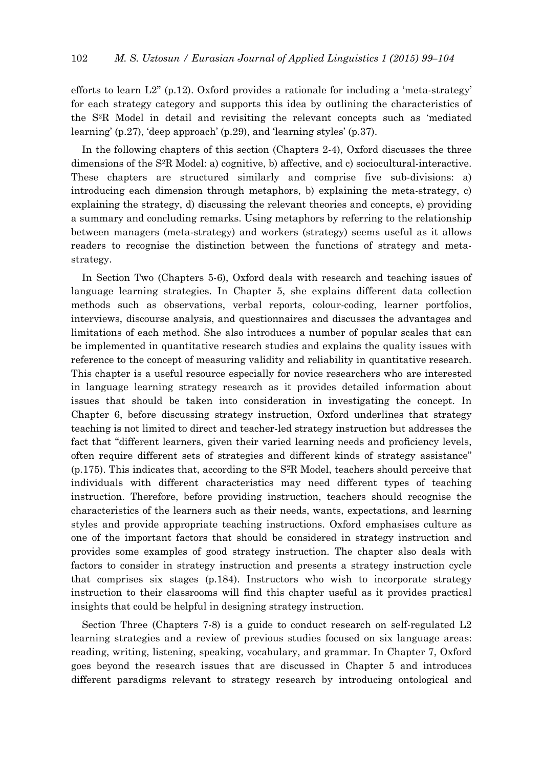efforts to learn L2" (p.12). Oxford provides a rationale for including a 'meta-strategy' for each strategy category and supports this idea by outlining the characteristics of the S²R Model in detail and revisiting the relevant concepts such as 'mediated learning' (p.27), 'deep approach' (p.29), and 'learning styles' (p.37).

In the following chapters of this section (Chapters 2-4), Oxford discusses the three dimensions of the S²R Model: a) cognitive, b) affective, and c) sociocultural-interactive. These chapters are structured similarly and comprise five sub-divisions: a) introducing each dimension through metaphors, b) explaining the meta-strategy, c) explaining the strategy, d) discussing the relevant theories and concepts, e) providing a summary and concluding remarks. Using metaphors by referring to the relationship between managers (meta-strategy) and workers (strategy) seems useful as it allows readers to recognise the distinction between the functions of strategy and meta-strategy.

In Section Two (Chapters 5-6), Oxford deals with research and teaching issues of language learning strategies. In Chapter 5, she explains different data collection methods such as observations, verbal reports, colour-coding, learner portfolios, interviews, discourse analysis, and questionnaires and discusses the advantages and limitations of each method. She also introduces a number of popular scales that can be implemented in quantitative research studies and explains the quality issues with reference to the concept of measuring validity and reliability in quantitative research. This chapter is a useful resource especially for novice researchers who are interested in language learning strategy research as it provides detailed information about issues that should be taken into consideration in investigating the concept. In Chapter 6, before discussing strategy instruction, Oxford underlines that strategy teaching is not limited to direct and teacher-led strategy instruction but addresses the fact that "different learners, given their varied learning needs and proficiency levels, often require different sets of strategies and different kinds of strategy assistance" (p.175). This indicates that, according to the S²R Model, teachers should perceive that individuals with different characteristics may need different types of teaching instruction. Therefore, before providing instruction, teachers should recognise the characteristics of the learners such as their needs, wants, expectations, and learning styles and provide appropriate teaching instructions. Oxford emphasises culture as one of the important factors that should be considered in strategy instruction and provides some examples of good strategy instruction. The chapter also deals with factors to consider in strategy instruction and presents a strategy instruction cycle that comprises six stages (p.184). Instructors who wish to incorporate strategy instruction to their classrooms will find this chapter useful as it provides practical insights that could be helpful in designing strategy instruction.

Section Three (Chapters 7-8) is a guide to conduct research on self-regulated L2 learning strategies and a review of previous studies focused on six language areas: reading, writing, listening, speaking, vocabulary, and grammar. In Chapter 7, Oxford goes beyond the research issues that are discussed in Chapter 5 and introduces different paradigms relevant to strategy research by introducing ontological and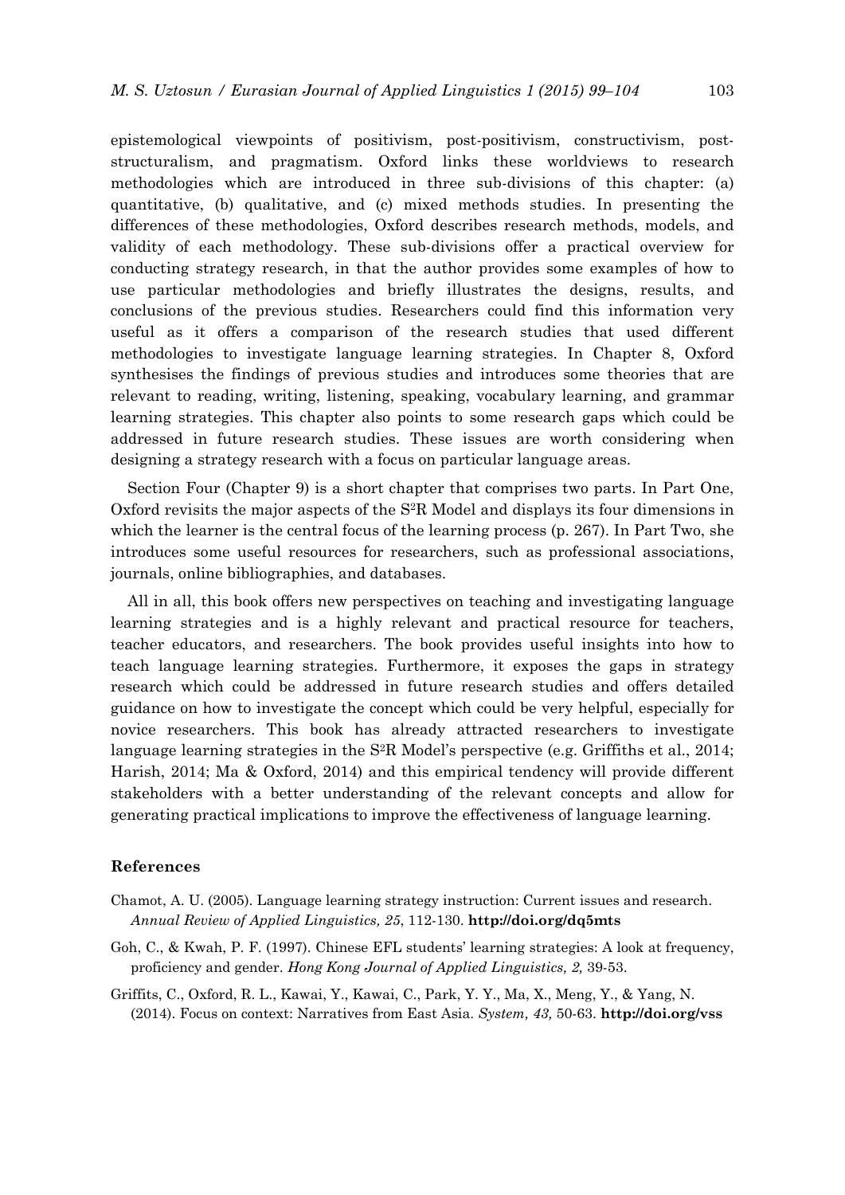epistemological viewpoints of positivism, post-positivism, constructivism, post-structuralism, and pragmatism. Oxford links these worldviews to research methodologies which are introduced in three sub-divisions of this chapter: (a) quantitative, (b) qualitative, and (c) mixed methods studies. In presenting the differences of these methodologies, Oxford describes research methods, models, and validity of each methodology. These sub-divisions offer a practical overview for conducting strategy research, in that the author provides some examples of how to use particular methodologies and briefly illustrates the designs, results, and conclusions of the previous studies. Researchers could find this information very useful as it offers a comparison of the research studies that used different methodologies to investigate language learning strategies. In Chapter 8, Oxford synthesises the findings of previous studies and introduces some theories that are relevant to reading, writing, listening, speaking, vocabulary learning, and grammar learning strategies. This chapter also points to some research gaps which could be addressed in future research studies. These issues are worth considering when designing a strategy research with a focus on particular language areas.

Section Four (Chapter 9) is a short chapter that comprises two parts. In Part One, Oxford revisits the major aspects of the S²R Model and displays its four dimensions in which the learner is the central focus of the learning process (p. 267). In Part Two, she introduces some useful resources for researchers, such as professional associations, journals, online bibliographies, and databases.

All in all, this book offers new perspectives on teaching and investigating language learning strategies and is a highly relevant and practical resource for teachers, teacher educators, and researchers. The book provides useful insights into how to teach language learning strategies. Furthermore, it exposes the gaps in strategy research which could be addressed in future research studies and offers detailed guidance on how to investigate the concept which could be very helpful, especially for novice researchers. This book has already attracted researchers to investigate language learning strategies in the S²R Model's perspective (e.g. Griffiths et al., 2014; Harish, 2014; Ma & Oxford, 2014) and this empirical tendency will provide different stakeholders with a better understanding of the relevant concepts and allow for generating practical implications to improve the effectiveness of language learning.

### References

Chamot, A. U. (2005). Language learning strategy instruction: Current issues and research. *Annual Review of Applied Linguistics, 25*, 112-130. **http://doi.org/dq5mts**

Goh, C., & Kwah, P. F. (1997). Chinese EFL students' learning strategies: A look at frequency, proficiency and gender. *Hong Kong Journal of Applied Linguistics, 2,* 39-53.

Griffits, C., Oxford, R. L., Kawai, Y., Kawai, C., Park, Y. Y., Ma, X., Meng, Y., & Yang, N. (2014). Focus on context: Narratives from East Asia. *System, 43,* 50-63. **http://doi.org/vss**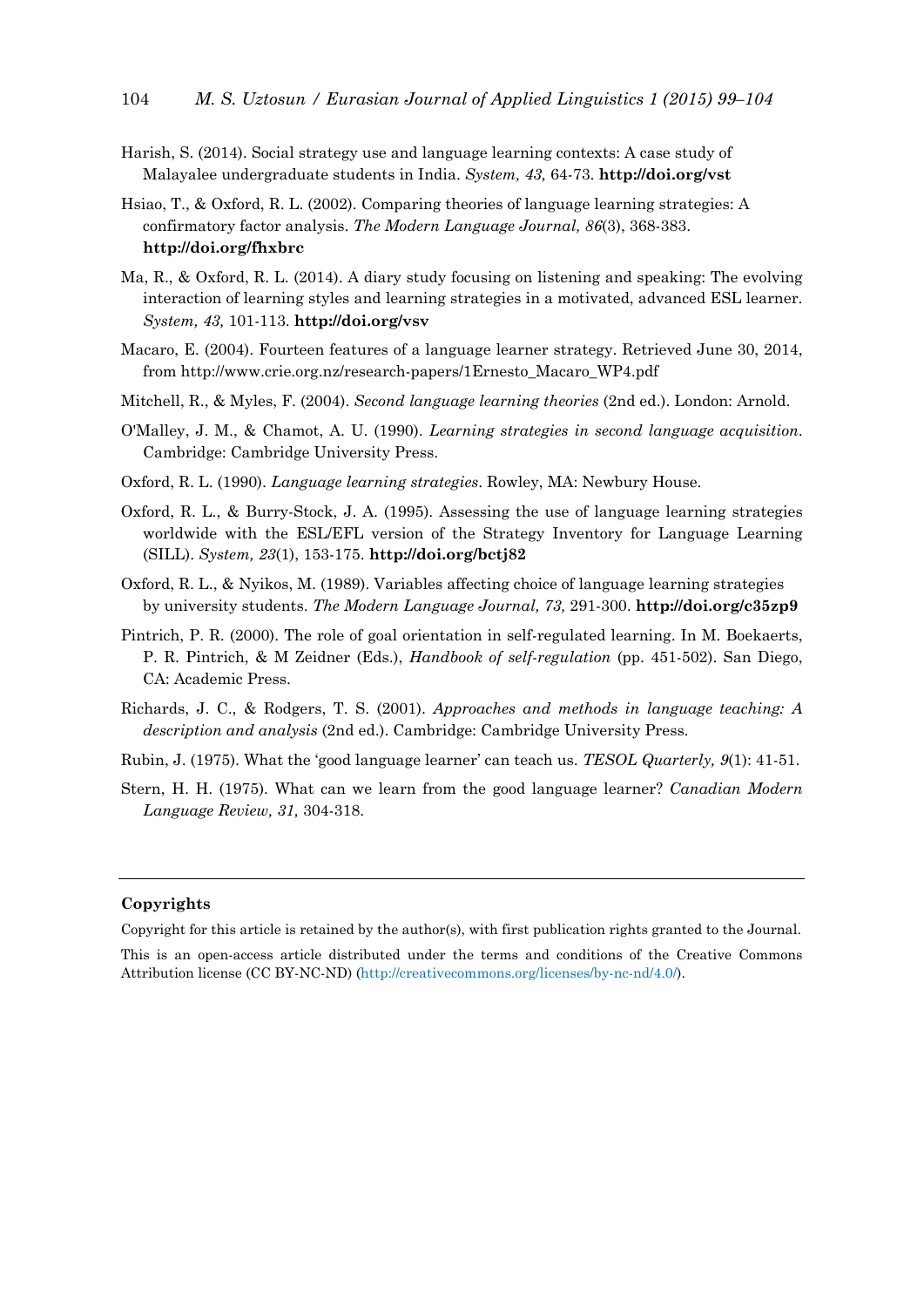Harish, S. (2014). Social strategy use and language learning contexts: A case study of Malayalee undergraduate students in India. *System, 43,* 64-73. **http://doi.org/vst**

Hsiao, T., & Oxford, R. L. (2002). Comparing theories of language learning strategies: A confirmatory factor analysis. *The Modern Language Journal, 86*(3), 368-383. **http://doi.org/fhxbrc**

Ma, R., & Oxford, R. L. (2014). A diary study focusing on listening and speaking: The evolving interaction of learning styles and learning strategies in a motivated, advanced ESL learner. *System, 43,* 101-113. **http://doi.org/vsv**

Macaro, E. (2004). Fourteen features of a language learner strategy. Retrieved June 30, 2014, from http://www.crie.org.nz/research-papers/1Ernesto_Macaro_WP4.pdf

Mitchell, R., & Myles, F. (2004). *Second language learning theories* (2nd ed.). London: Arnold.

O'Malley, J. M., & Chamot, A. U. (1990). *Learning strategies in second language acquisition*. Cambridge: Cambridge University Press.

Oxford, R. L. (1990). *Language learning strategies*. Rowley, MA: Newbury House.

Oxford, R. L., & Burry-Stock, J. A. (1995). Assessing the use of language learning strategies worldwide with the ESL/EFL version of the Strategy Inventory for Language Learning (SILL). *System, 23*(1), 153-175. **http://doi.org/bctj82**

Oxford, R. L., & Nyikos, M. (1989). Variables affecting choice of language learning strategies by university students. *The Modern Language Journal, 73,* 291-300. **http://doi.org/c35zp9**

Pintrich, P. R. (2000). The role of goal orientation in self-regulated learning. In M. Boekaerts, P. R. Pintrich, & M Zeidner (Eds.), *Handbook of self-regulation* (pp. 451-502). San Diego, CA: Academic Press.

Richards, J. C., & Rodgers, T. S. (2001). *Approaches and methods in language teaching: A description and analysis* (2nd ed.). Cambridge: Cambridge University Press.

Rubin, J. (1975). What the 'good language learner' can teach us. *TESOL Quarterly, 9*(1): 41-51.

Stern, H. H. (1975). What can we learn from the good language learner? *Canadian Modern Language Review, 31,* 304-318.

---

**Copyrights**

Copyright for this article is retained by the author(s), with first publication rights granted to the Journal.

This is an open-access article distributed under the terms and conditions of the Creative Commons Attribution license (CC BY-NC-ND) (http://creativecommons.org/licenses/by-nc-nd/4.0/).